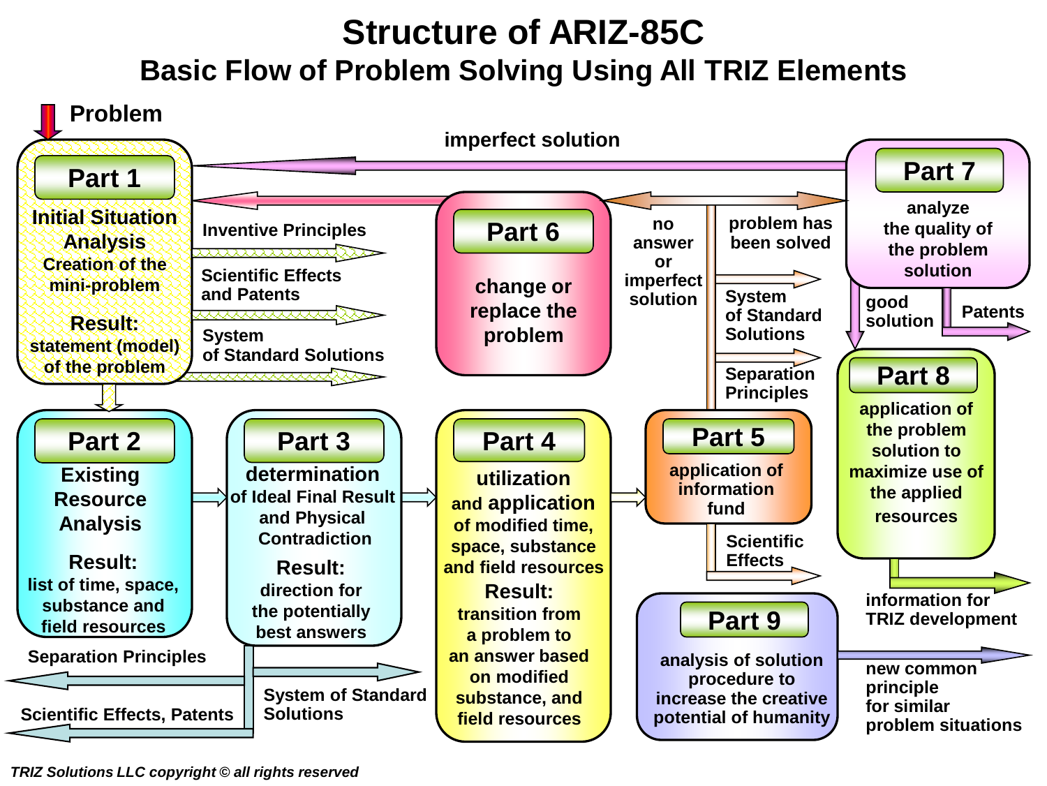# Structure of ARIZ-85C

## Basic Flow of Problem Solving Using All TRIZ Elements

**Problem**

**Part 1**
Initial Situation Analysis
Creation of the mini-problem
Result: statement (model) of the problem

→ Inventive Principles
→ Scientific Effects and Patents
→ System of Standard Solutions

**Part 2**
Existing Resource Analysis
Result: list of time, space, substance and field resources

**Part 3**
determination of Ideal Final Result and Physical Contradiction
Result: direction for the potentially best answers

← Separation Principles
← Scientific Effects, Patents
→ System of Standard Solutions

**Part 4**
utilization and application of modified time, space, substance and field resources
Result: transition from a problem to an answer based on modified substance, and field resources

**Part 5**
application of information fund

→ System of Standard Solutions
→ Separation Principles
→ Scientific Effects

no answer or imperfect solution → **Part 6**
problem has been solved → **Part 7**

**Part 6**
change or replace the problem

**Part 7**
analyze the quality of the problem solution

imperfect solution → Part 1
good solution → Part 8
→ Patents

**Part 8**
application of the problem solution to maximize use of the applied resources

→ information for TRIZ development

**Part 9**
analysis of solution procedure to increase the creative potential of humanity

→ new common principle for similar problem situations

*TRIZ Solutions LLC copyright © all rights reserved*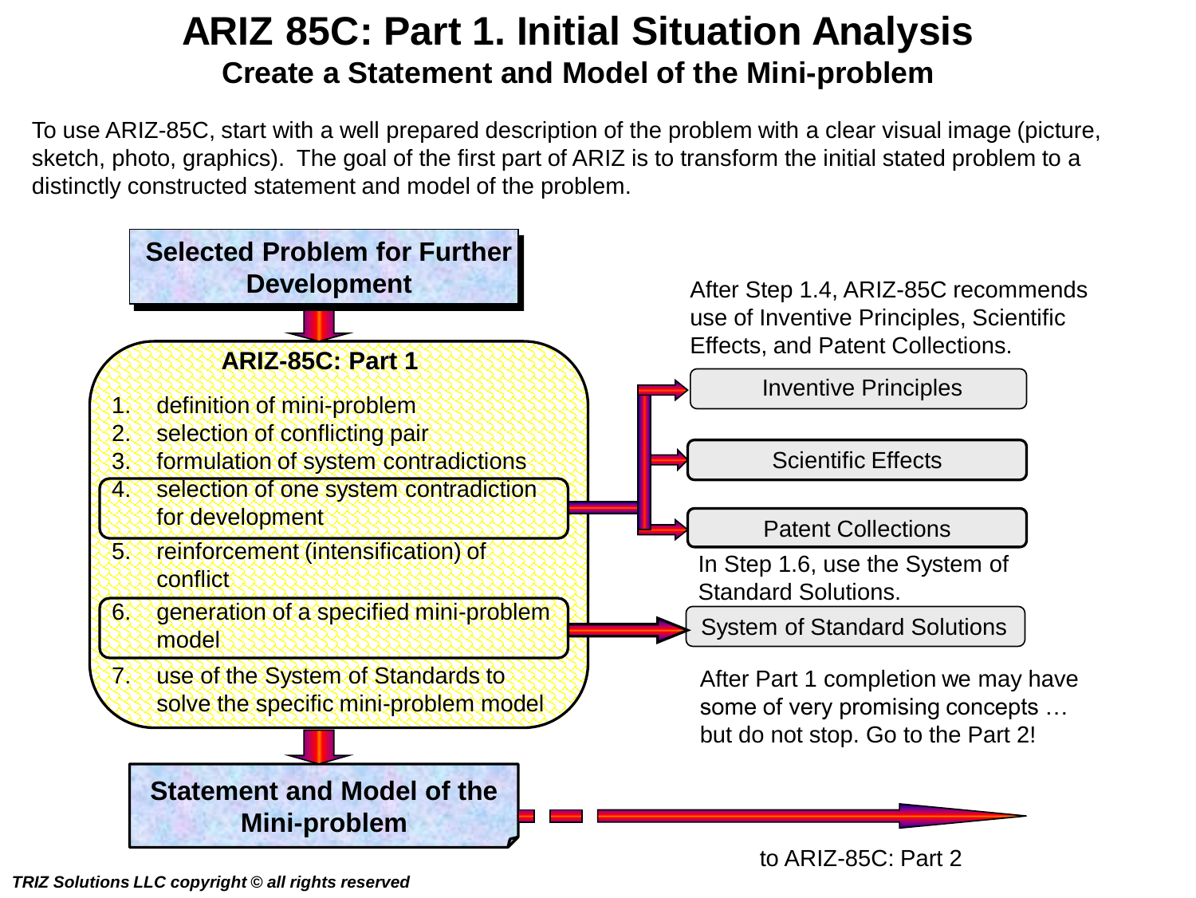# ARIZ 85C: Part 1. Initial Situation Analysis

## Create a Statement and Model of the Mini-problem

To use ARIZ-85C, start with a well prepared description of the problem with a clear visual image (picture, sketch, photo, graphics). The goal of the first part of ARIZ is to transform the initial stated problem to a distinctly constructed statement and model of the problem.

**Selected Problem for Further Development**

**ARIZ-85C: Part 1**

1. definition of mini-problem
2. selection of conflicting pair
3. formulation of system contradictions
4. selection of one system contradiction for development
5. reinforcement (intensification) of conflict
6. generation of a specified mini-problem model
7. use of the System of Standards to solve the specific mini-problem model

**Statement and Model of the Mini-problem**

After Step 1.4, ARIZ-85C recommends use of Inventive Principles, Scientific Effects, and Patent Collections.

- Inventive Principles
- Scientific Effects
- Patent Collections

In Step 1.6, use the System of Standard Solutions.

- System of Standard Solutions

After Part 1 completion we may have some of very promising concepts … but do not stop. Go to the Part 2!

to ARIZ-85C: Part 2

*TRIZ Solutions LLC copyright © all rights reserved*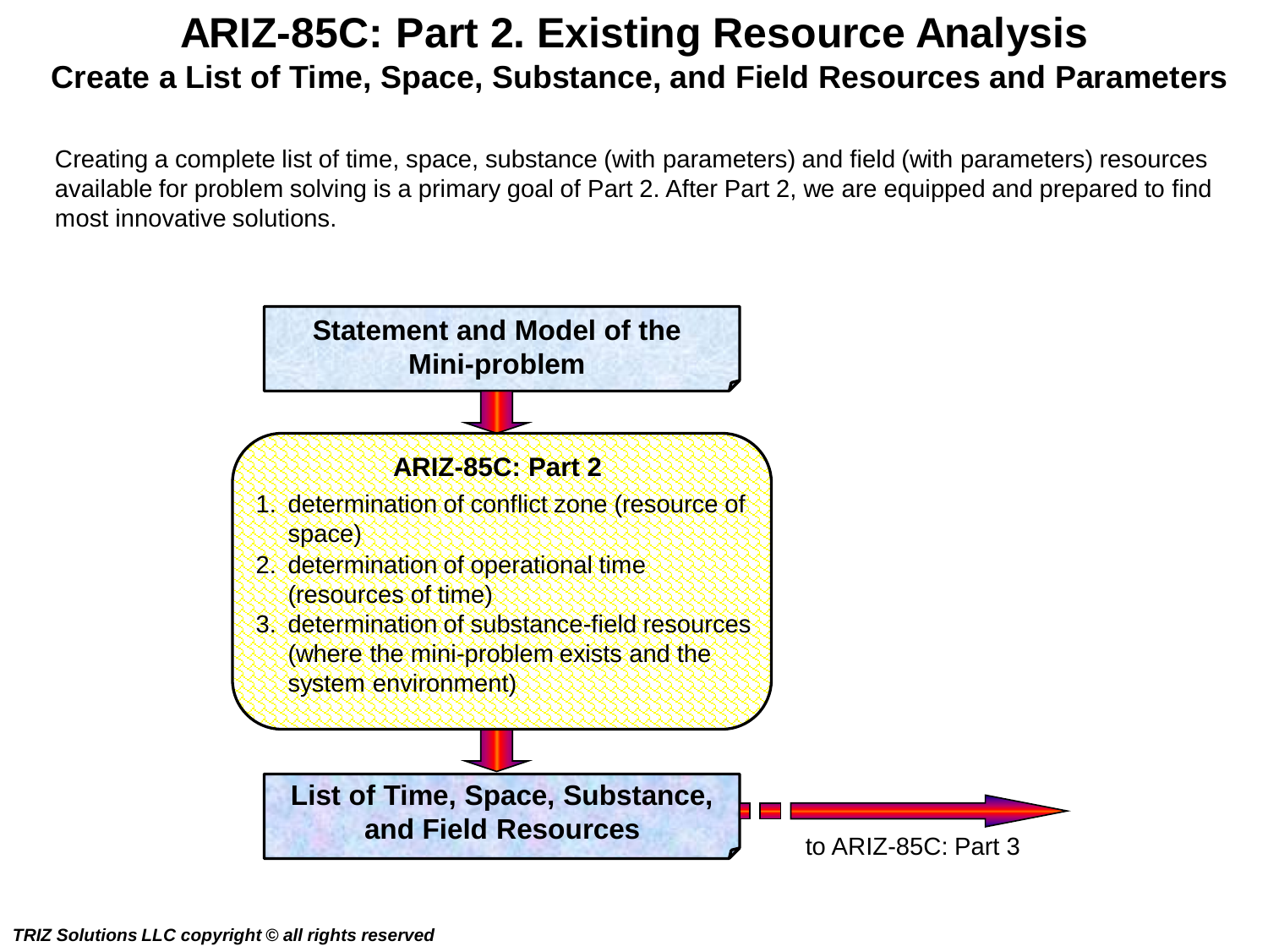# ARIZ-85C: Part 2. Existing Resource Analysis

## Create a List of Time, Space, Substance, and Field Resources and Parameters

Creating a complete list of time, space, substance (with parameters) and field (with parameters) resources available for problem solving is a primary goal of Part 2. After Part 2, we are equipped and prepared to find most innovative solutions.

**Statement and Model of the Mini-problem**

**ARIZ-85C: Part 2**

1. determination of conflict zone (resource of space)
2. determination of operational time (resources of time)
3. determination of substance-field resources (where the mini-problem exists and the system environment)

**List of Time, Space, Substance, and Field Resources**

to ARIZ-85C: Part 3

*TRIZ Solutions LLC copyright © all rights reserved*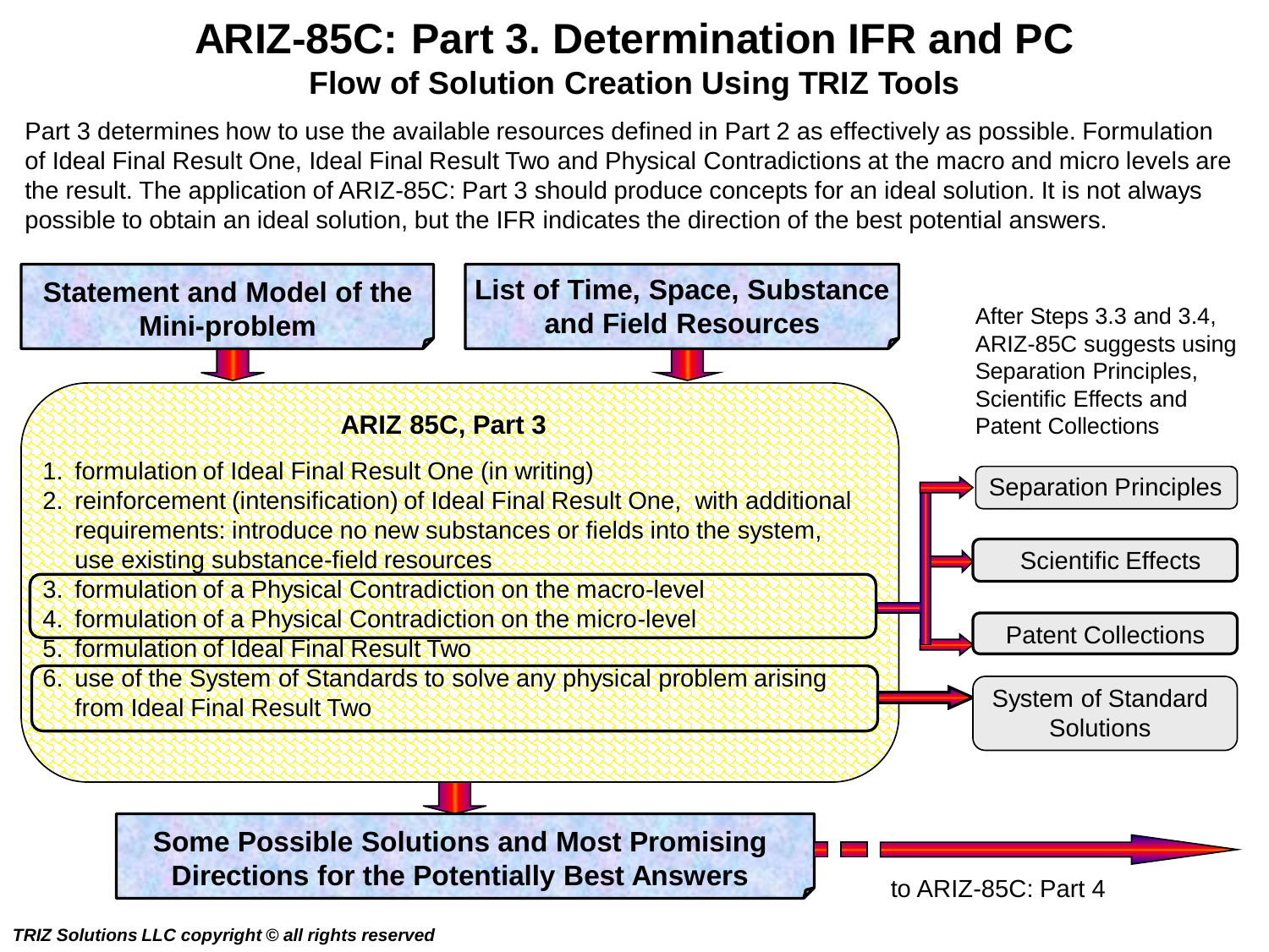# ARIZ-85C: Part 3. Determination IFR and PC

## Flow of Solution Creation Using TRIZ Tools

Part 3 determines how to use the available resources defined in Part 2 as effectively as possible. Formulation of Ideal Final Result One, Ideal Final Result Two and Physical Contradictions at the macro and micro levels are the result. The application of ARIZ-85C: Part 3 should produce concepts for an ideal solution. It is not always possible to obtain an ideal solution, but the IFR indicates the direction of the best potential answers.

**Statement and Model of the Mini-problem**

**List of Time, Space, Substance and Field Resources**

**ARIZ 85C, Part 3**

1. formulation of Ideal Final Result One (in writing)
2. reinforcement (intensification) of Ideal Final Result One, with additional requirements: introduce no new substances or fields into the system, use existing substance-field resources
3. formulation of a Physical Contradiction on the macro-level
4. formulation of a Physical Contradiction on the micro-level
5. formulation of Ideal Final Result Two
6. use of the System of Standards to solve any physical problem arising from Ideal Final Result Two

After Steps 3.3 and 3.4, ARIZ-85C suggests using Separation Principles, Scientific Effects and Patent Collections

- Separation Principles
- Scientific Effects
- Patent Collections
- System of Standard Solutions

**Some Possible Solutions and Most Promising Directions for the Potentially Best Answers**

to ARIZ-85C: Part 4

*TRIZ Solutions LLC copyright © all rights reserved*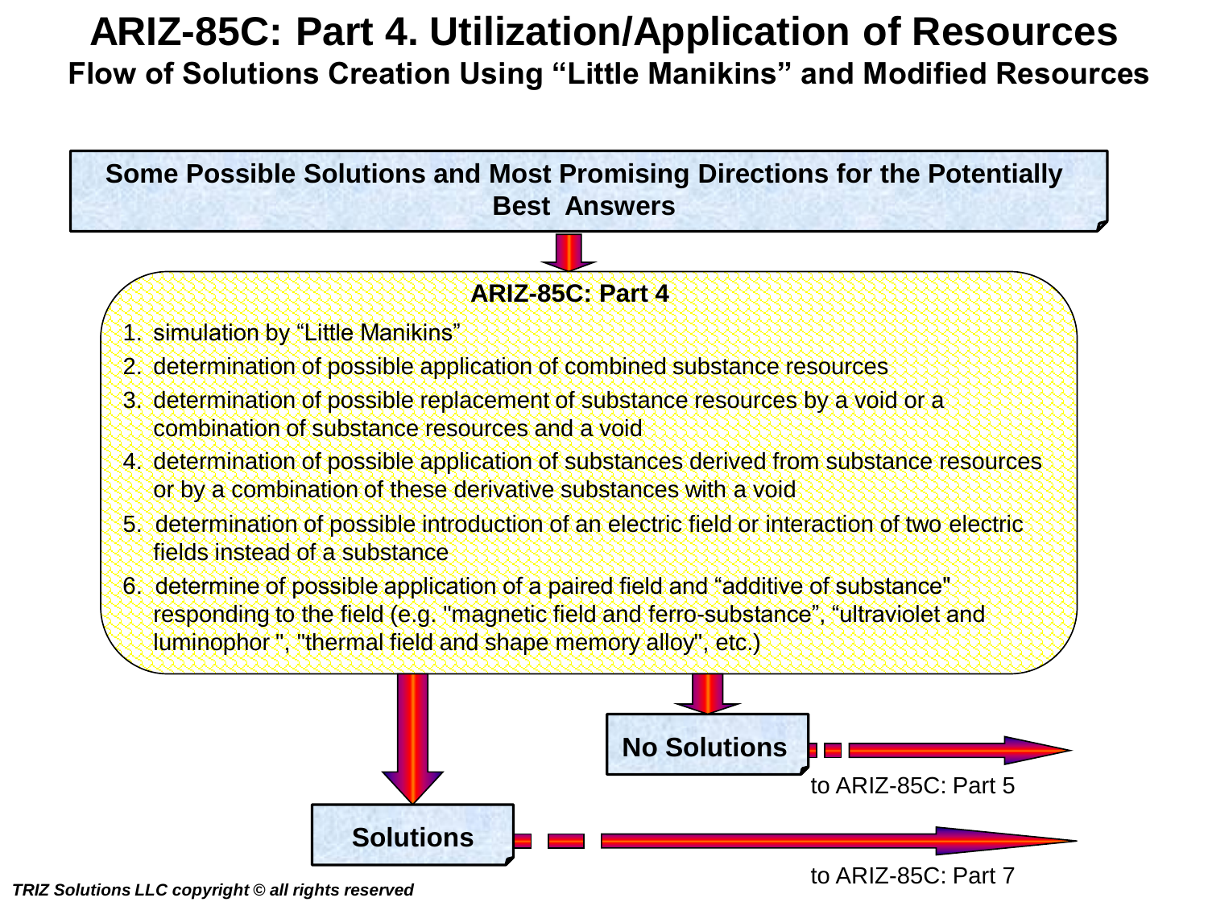# ARIZ-85C: Part 4. Utilization/Application of Resources

## Flow of Solutions Creation Using "Little Manikins" and Modified Resources

**Some Possible Solutions and Most Promising Directions for the Potentially Best Answers**

**ARIZ-85C: Part 4**

1. simulation by "Little Manikins"
2. determination of possible application of combined substance resources
3. determination of possible replacement of substance resources by a void or a combination of substance resources and a void
4. determination of possible application of substances derived from substance resources or by a combination of these derivative substances with a void
5. determination of possible introduction of an electric field or interaction of two electric fields instead of a substance
6. determine of possible application of a paired field and "additive of substance" responding to the field (e.g. "magnetic field and ferro-substance", "ultraviolet and luminophor ", "thermal field and shape memory alloy", etc.)

**No Solutions** → to ARIZ-85C: Part 5

**Solutions** → to ARIZ-85C: Part 7

*TRIZ Solutions LLC copyright © all rights reserved*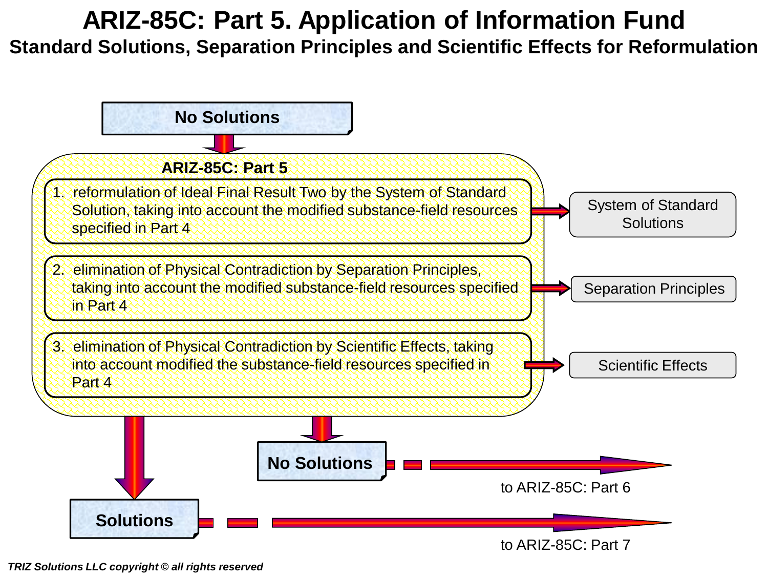# ARIZ-85C: Part 5. Application of Information Fund

## Standard Solutions, Separation Principles and Scientific Effects for Reformulation

**No Solutions**

**ARIZ-85C: Part 5**

1. reformulation of Ideal Final Result Two by the System of Standard Solution, taking into account the modified substance-field resources specified in Part 4 → System of Standard Solutions
2. elimination of Physical Contradiction by Separation Principles, taking into account the modified substance-field resources specified in Part 4 → Separation Principles
3. elimination of Physical Contradiction by Scientific Effects, taking into account modified the substance-field resources specified in Part 4 → Scientific Effects

**No Solutions** → to ARIZ-85C: Part 6

**Solutions** → to ARIZ-85C: Part 7

*TRIZ Solutions LLC copyright © all rights reserved*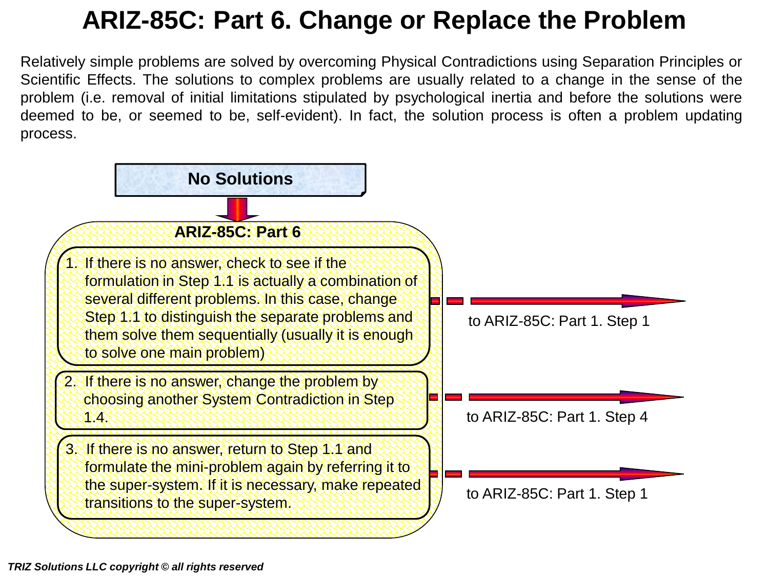# ARIZ-85C: Part 6. Change or Replace the Problem

Relatively simple problems are solved by overcoming Physical Contradictions using Separation Principles or Scientific Effects. The solutions to complex problems are usually related to a change in the sense of the problem (i.e. removal of initial limitations stipulated by psychological inertia and before the solutions were deemed to be, or seemed to be, self-evident). In fact, the solution process is often a problem updating process.

**No Solutions**

**ARIZ-85C: Part 6**

1. If there is no answer, check to see if the formulation in Step 1.1 is actually a combination of several different problems. In this case, change Step 1.1 to distinguish the separate problems and them solve them sequentially (usually it is enough to solve one main problem) → to ARIZ-85C: Part 1. Step 1
2. If there is no answer, change the problem by choosing another System Contradiction in Step 1.4. → to ARIZ-85C: Part 1. Step 4
3. If there is no answer, return to Step 1.1 and formulate the mini-problem again by referring it to the super-system. If it is necessary, make repeated transitions to the super-system. → to ARIZ-85C: Part 1. Step 1

*TRIZ Solutions LLC copyright © all rights reserved*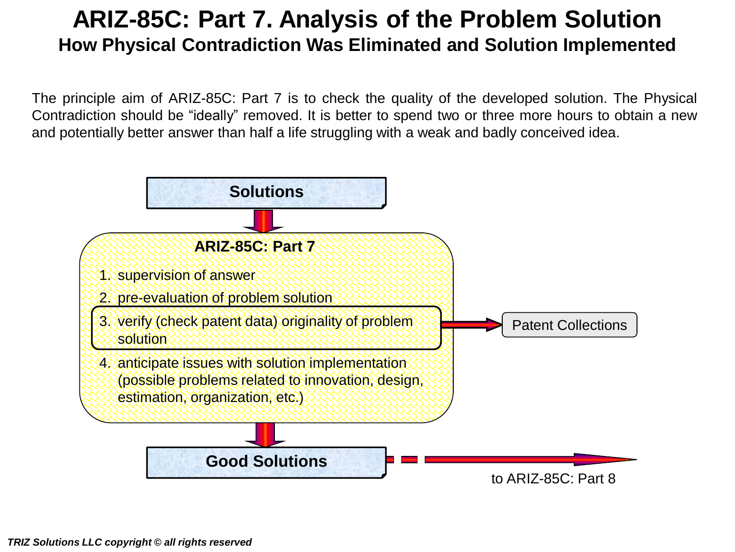# ARIZ-85C: Part 7. Analysis of the Problem Solution

## How Physical Contradiction Was Eliminated and Solution Implemented

The principle aim of ARIZ-85C: Part 7 is to check the quality of the developed solution. The Physical Contradiction should be "ideally" removed. It is better to spend two or three more hours to obtain a new and potentially better answer than half a life struggling with a weak and badly conceived idea.

**Solutions**

**ARIZ-85C: Part 7**

1. supervision of answer
2. pre-evaluation of problem solution
3. verify (check patent data) originality of problem solution
4. anticipate issues with solution implementation (possible problems related to innovation, design, estimation, organization, etc.)

Patent Collections

**Good Solutions**

to ARIZ-85C: Part 8

***TRIZ Solutions LLC copyright © all rights reserved***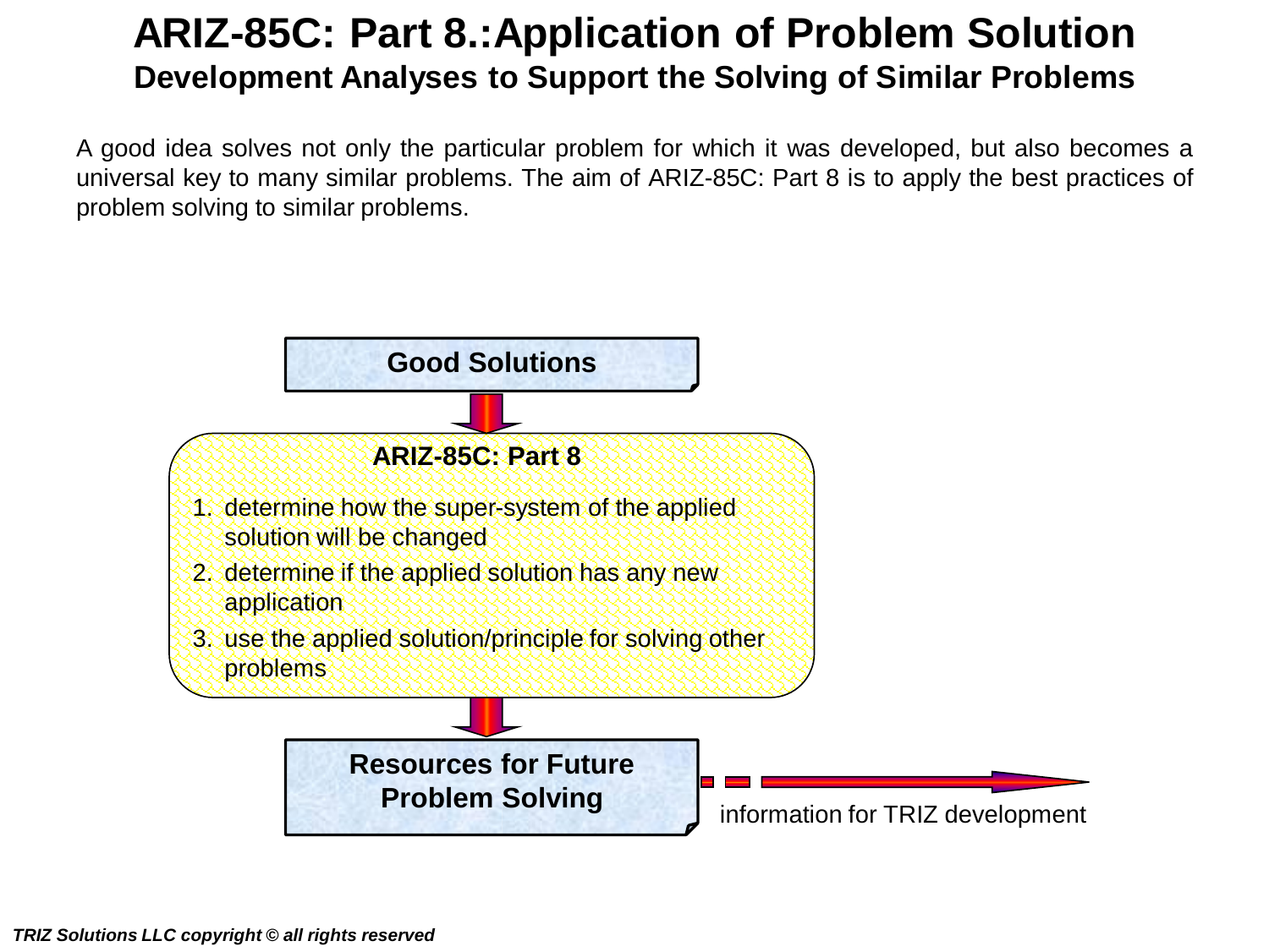# ARIZ-85C: Part 8.:Application of Problem Solution

## Development Analyses to Support the Solving of Similar Problems

A good idea solves not only the particular problem for which it was developed, but also becomes a universal key to many similar problems. The aim of ARIZ-85C: Part 8 is to apply the best practices of problem solving to similar problems.

**Good Solutions**

**ARIZ-85C: Part 8**

1. determine how the super-system of the applied solution will be changed
2. determine if the applied solution has any new application
3. use the applied solution/principle for solving other problems

**Resources for Future Problem Solving**

information for TRIZ development

*TRIZ Solutions LLC copyright © all rights reserved*